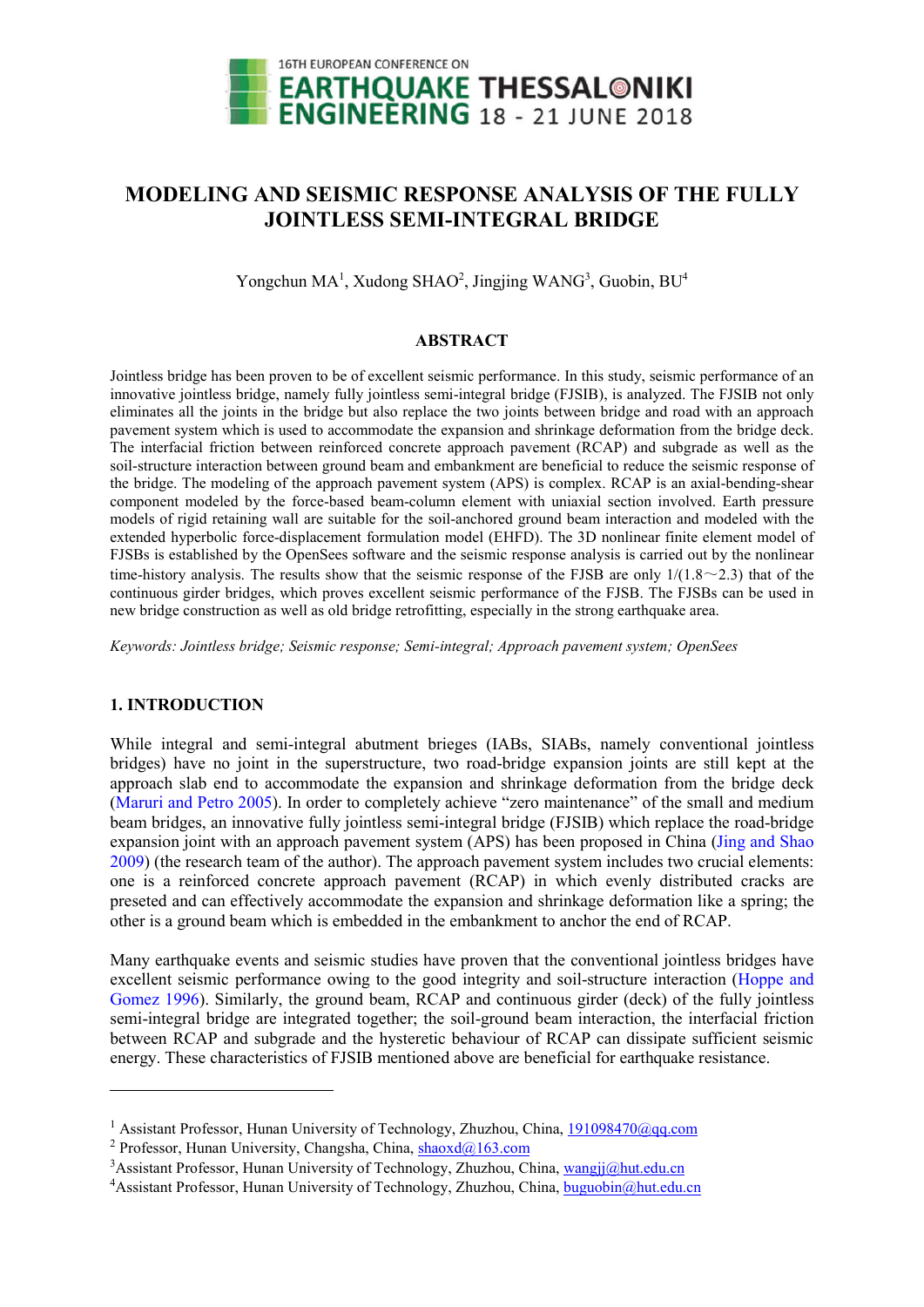# MODELING AND SEISMIC RESPONSE ANALYSIS OF THE FULLY JOINTLESS SEMI-INTEGRAL BRIDGE

Yongchun MA[1], Xudong SHAO[2], Jingjing WANG[3], Guobin, BU[4]

## ABSTRACT

Jointless bridge has been proven to be of excellent seismic performance. In this study, seismic performance of an innovative jointless bridge, namely fully jointless semi-integral bridge (FJSIB), is analyzed. The FJSIB not only eliminates all the joints in the bridge but also replace the two joints between bridge and road with an approach pavement system which is used to accommodate the expansion and shrinkage deformation from the bridge deck. The interfacial friction between reinforced concrete approach pavement (RCAP) and subgrade as well as the soil-structure interaction between ground beam and embankment are beneficial to reduce the seismic response of the bridge. The modeling of the approach pavement system (APS) is complex. RCAP is an axial-bending-shear component modeled by the force-based beam-column element with uniaxial section involved. Earth pressure models of rigid retaining wall are suitable for the soil-anchored ground beam interaction and modeled with the extended hyperbolic force-displacement formulation model (EHFD). The 3D nonlinear finite element model of FJSIBs is established by the OpenSees software and the seismic response analysis is carried out by the nonlinear time-history analysis. The results show that the seismic response of the FJSB are only 1/(1.8～2.3) that of the continuous girder bridges, which proves excellent seismic performance of the FJSB. The FJSBs can be used in new bridge construction as well as old bridge retrofitting, especially in the strong earthquake area.

*Keywords: Jointless bridge; Seismic response; Semi-integral; Approach pavement system; OpenSees*

## 1. INTRODUCTION

While integral and semi-integral abutment brieges (IABs, SIABs, namely conventional jointless bridges) have no joint in the superstructure, two road-bridge expansion joints are still kept at the approach slab end to accommodate the expansion and shrinkage deformation from the bridge deck (Maruri and Petro 2005). In order to completely achieve "zero maintenance" of the small and medium beam bridges, an innovative fully jointless semi-integral bridge (FJSIB) which replace the road-bridge expansion joint with an approach pavement system (APS) has been proposed in China (Jing and Shao 2009) (the research team of the author). The approach pavement system includes two crucial elements: one is a reinforced concrete approach pavement (RCAP) in which evenly distributed cracks are preseted and can effectively accommodate the expansion and shrinkage deformation like a spring; the other is a ground beam which is embedded in the embankment to anchor the end of RCAP.

Many earthquake events and seismic studies have proven that the conventional jointless bridges have excellent seismic performance owing to the good integrity and soil-structure interaction (Hoppe and Gomez 1996). Similarly, the ground beam, RCAP and continuous girder (deck) of the fully jointless semi-integral bridge are integrated together; the soil-ground beam interaction, the interfacial friction between RCAP and subgrade and the hysteretic behaviour of RCAP can dissipate sufficient seismic energy. These characteristics of FJSIB mentioned above are beneficial for earthquake resistance.

---

[1] Assistant Professor, Hunan University of Technology, Zhuzhou, China, 191098470@qq.com

[2] Professor, Hunan University, Changsha, China, shaoxd@163.com

[3] Assistant Professor, Hunan University of Technology, Zhuzhou, China, wangjj@hut.edu.cn

[4] Assistant Professor, Hunan University of Technology, Zhuzhou, China, buguobin@hut.edu.cn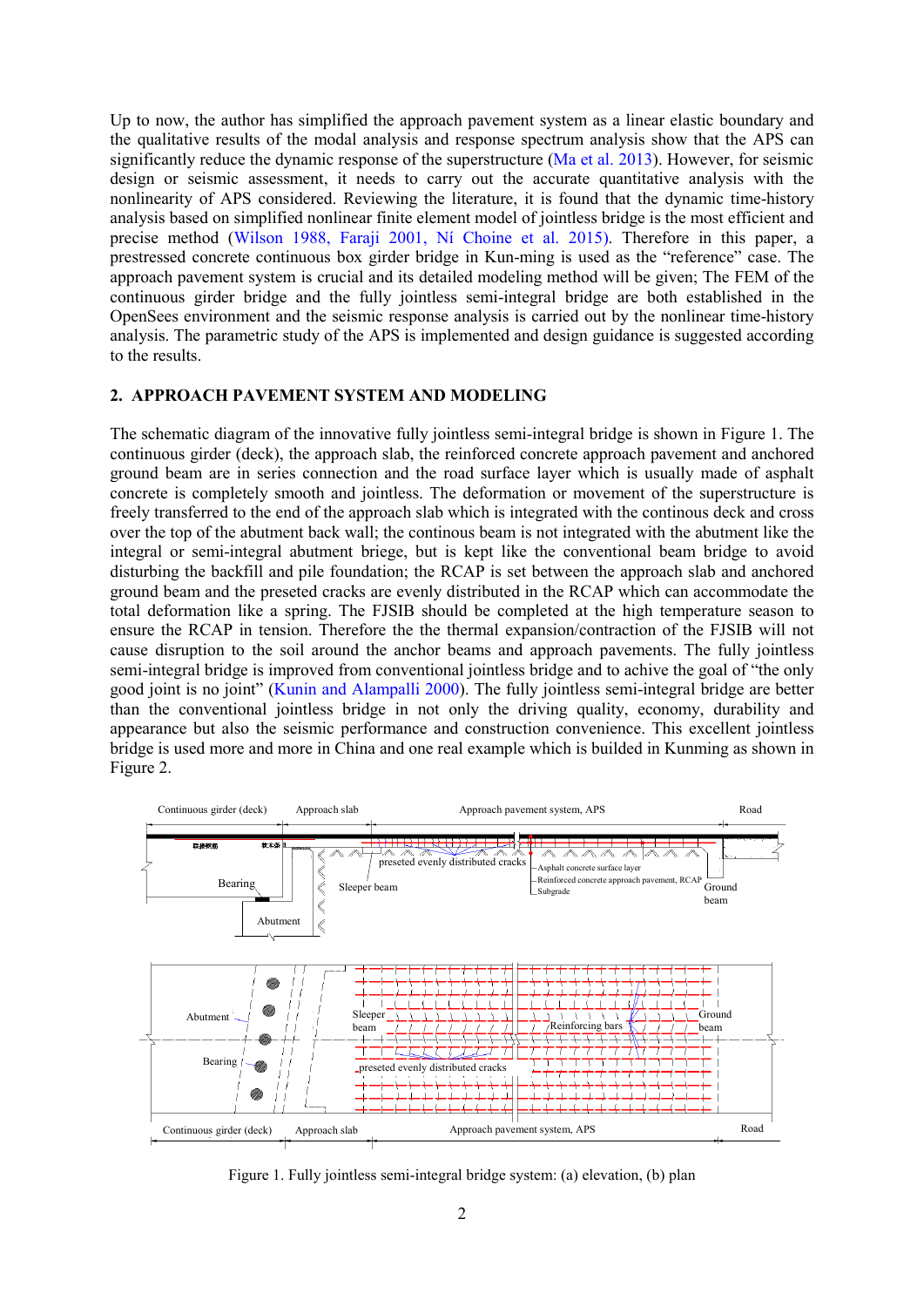Up to now, the author has simplified the approach pavement system as a linear elastic boundary and the qualitative results of the modal analysis and response spectrum analysis show that the APS can significantly reduce the dynamic response of the superstructure (Ma et al. 2013). However, for seismic design or seismic assessment, it needs to carry out the accurate quantitative analysis with the nonlinearity of APS considered. Reviewing the literature, it is found that the dynamic time-history analysis based on simplified nonlinear finite element model of jointless bridge is the most efficient and precise method (Wilson 1988, Faraji 2001, Ní Choine et al. 2015). Therefore in this paper, a prestressed concrete continuous box girder bridge in Kun-ming is used as the "reference" case. The approach pavement system is crucial and its detailed modeling method will be given; The FEM of the continuous girder bridge and the fully jointless semi-integral bridge are both established in the OpenSees environment and the seismic response analysis is carried out by the nonlinear time-history analysis. The parametric study of the APS is implemented and design guidance is suggested according to the results.

## 2. APPROACH PAVEMENT SYSTEM AND MODELING

The schematic diagram of the innovative fully jointless semi-integral bridge is shown in Figure 1. The continuous girder (deck), the approach slab, the reinforced concrete approach pavement and anchored ground beam are in series connection and the road surface layer which is usually made of asphalt concrete is completely smooth and jointless. The deformation or movement of the superstructure is freely transferred to the end of the approach slab which is integrated with the continous deck and cross over the top of the abutment back wall; the continous beam is not integrated with the abutment like the integral or semi-integral abutment briege, but is kept like the conventional beam bridge to avoid disturbing the backfill and pile foundation; the RCAP is set between the approach slab and anchored ground beam and the preseted cracks are evenly distributed in the RCAP which can accommodate the total deformation like a spring. The FJSIB should be completed at the high temperature season to ensure the RCAP in tension. Therefore the the thermal expansion/contraction of the FJSIB will not cause disruption to the soil around the anchor beams and approach pavements. The fully jointless semi-integral bridge is improved from conventional jointless bridge and to achive the goal of "the only good joint is no joint" (Kunin and Alampalli 2000). The fully jointless semi-integral bridge are better than the conventional jointless bridge in not only the driving quality, economy, durability and appearance but also the seismic performance and construction convenience. This excellent jointless bridge is used more and more in China and one real example which is builded in Kunming as shown in Figure 2.

Figure 1. Fully jointless semi-integral bridge system: (a) elevation, (b) plan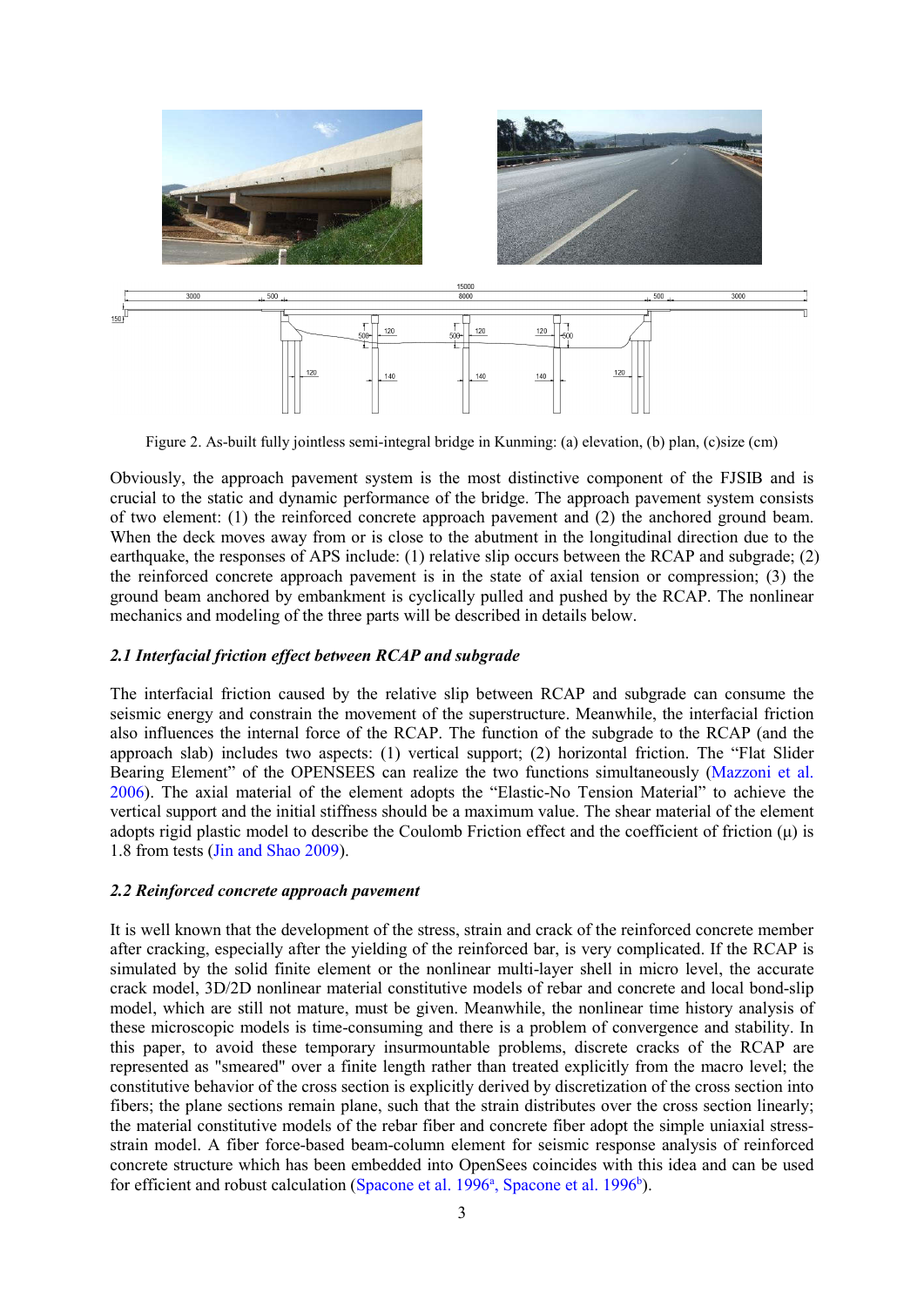Figure 2. As-built fully jointless semi-integral bridge in Kunming: (a) elevation, (b) plan, (c)size (cm)

Obviously, the approach pavement system is the most distinctive component of the FJSIB and is crucial to the static and dynamic performance of the bridge. The approach pavement system consists of two element: (1) the reinforced concrete approach pavement and (2) the anchored ground beam. When the deck moves away from or is close to the abutment in the longitudinal direction due to the earthquake, the responses of APS include: (1) relative slip occurs between the RCAP and subgrade; (2) the reinforced concrete approach pavement is in the state of axial tension or compression; (3) the ground beam anchored by embankment is cyclically pulled and pushed by the RCAP. The nonlinear mechanics and modeling of the three parts will be described in details below.

### *2.1 Interfacial friction effect between RCAP and subgrade*

The interfacial friction caused by the relative slip between RCAP and subgrade can consume the seismic energy and constrain the movement of the superstructure. Meanwhile, the interfacial friction also influences the internal force of the RCAP. The function of the subgrade to the RCAP (and the approach slab) includes two aspects: (1) vertical support; (2) horizontal friction. The "Flat Slider Bearing Element" of the OPENSEES can realize the two functions simultaneously (Mazzoni et al. 2006). The axial material of the element adopts the "Elastic-No Tension Material" to achieve the vertical support and the initial stiffness should be a maximum value. The shear material of the element adopts rigid plastic model to describe the Coulomb Friction effect and the coefficient of friction ($\mu$) is 1.8 from tests (Jin and Shao 2009).

### *2.2 Reinforced concrete approach pavement*

It is well known that the development of the stress, strain and crack of the reinforced concrete member after cracking, especially after the yielding of the reinforced bar, is very complicated. If the RCAP is simulated by the solid finite element or the nonlinear multi-layer shell in micro level, the accurate crack model, 3D/2D nonlinear material constitutive models of rebar and concrete and local bond-slip model, which are still not mature, must be given. Meanwhile, the nonlinear time history analysis of these microscopic models is time-consuming and there is a problem of convergence and stability. In this paper, to avoid these temporary insurmountable problems, discrete cracks of the RCAP are represented as "smeared" over a finite length rather than treated explicitly from the macro level; the constitutive behavior of the cross section is explicitly derived by discretization of the cross section into fibers; the plane sections remain plane, such that the strain distributes over the cross section linearly; the material constitutive models of the rebar fiber and concrete fiber adopt the simple uniaxial stress-strain model. A fiber force-based beam-column element for seismic response analysis of reinforced concrete structure which has been embedded into OpenSees coincides with this idea and can be used for efficient and robust calculation (Spacone et al. 1996[a], Spacone et al. 1996[b]).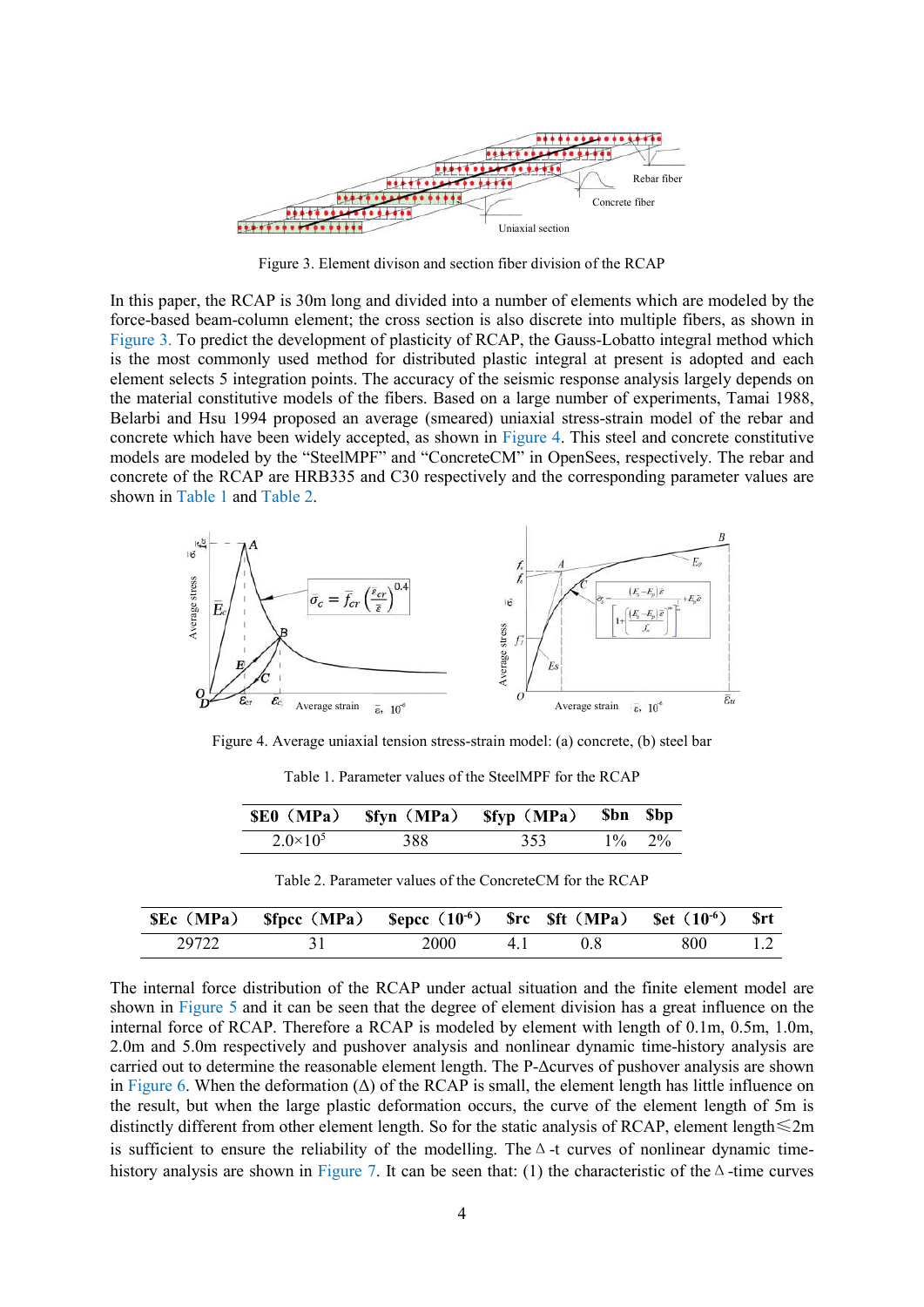Figure 3. Element divison and section fiber division of the RCAP

In this paper, the RCAP is 30m long and divided into a number of elements which are modeled by the force-based beam-column element; the cross section is also discrete into multiple fibers, as shown in Figure 3. To predict the development of plasticity of RCAP, the Gauss-Lobatto integral method which is the most commonly used method for distributed plastic integral at present is adopted and each element selects 5 integration points. The accuracy of the seismic response analysis largely depends on the material constitutive models of the fibers. Based on a large number of experiments, Tamai 1988, Belarbi and Hsu 1994 proposed an average (smeared) uniaxial stress-strain model of the rebar and concrete which have been widely accepted, as shown in Figure 4. This steel and concrete constitutive models are modeled by the "SteelMPF" and "ConcreteCM" in OpenSees, respectively. The rebar and concrete of the RCAP are HRB335 and C30 respectively and the corresponding parameter values are shown in Table 1 and Table 2.

Figure 4. Average uniaxial tension stress-strain model: (a) concrete, (b) steel bar

Table 1. Parameter values of the SteelMPF for the RCAP

| $E0（MPa） | $fyn（MPa） | $fyp（MPa） | $bn | $bp |
|---|---|---|---|---|
| $2.0\times10^5$ | 388 | 353 | 1% | 2% |

Table 2. Parameter values of the ConcreteCM for the RCAP

| $Ec（MPa） | $fpcc（MPa） | $epcc（$10^{-6}$） | $rc | $ft（MPa） | $et（$10^{-6}$） | $rt |
|---|---|---|---|---|---|---|
| 29722 | 31 | 2000 | 4.1 | 0.8 | 800 | 1.2 |

The internal force distribution of the RCAP under actual situation and the finite element model are shown in Figure 5 and it can be seen that the degree of element division has a great influence on the internal force of RCAP. Therefore a RCAP is modeled by element with length of 0.1m, 0.5m, 1.0m, 2.0m and 5.0m respectively and pushover analysis and nonlinear dynamic time-history analysis are carried out to determine the reasonable element length. The P-Δcurves of pushover analysis are shown in Figure 6. When the deformation (Δ) of the RCAP is small, the element length has little influence on the result, but when the large plastic deformation occurs, the curve of the element length of 5m is distinctly different from other element length. So for the static analysis of RCAP, element length≤2m is sufficient to ensure the reliability of the modelling. The Δ-t curves of nonlinear dynamic time-history analysis are shown in Figure 7. It can be seen that: (1) the characteristic of the Δ-time curves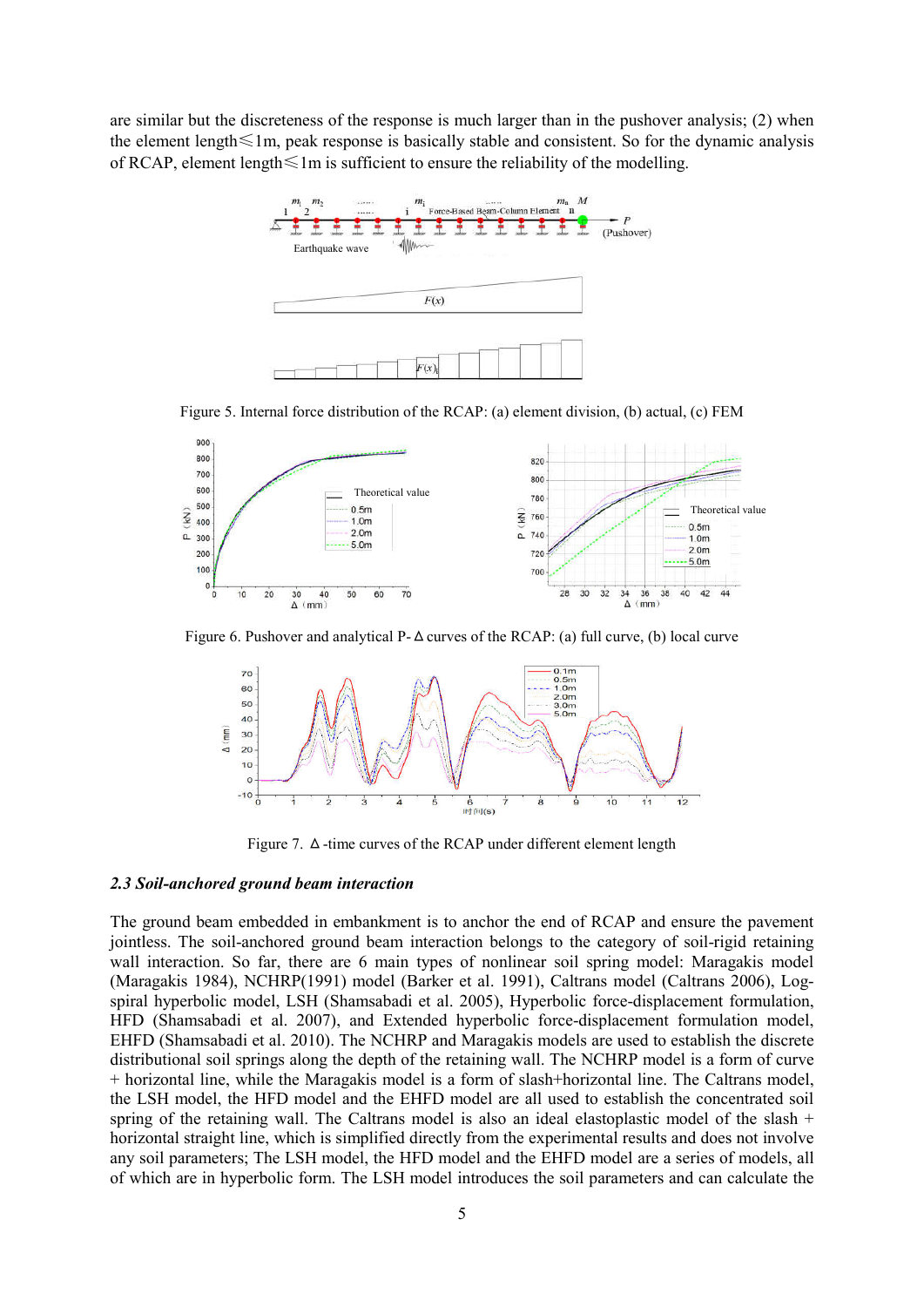are similar but the discreteness of the response is much larger than in the pushover analysis; (2) when the element length≤1m, peak response is basically stable and consistent. So for the dynamic analysis of RCAP, element length≤1m is sufficient to ensure the reliability of the modelling.

Figure 5. Internal force distribution of the RCAP: (a) element division, (b) actual, (c) FEM

Figure 6. Pushover and analytical P-Δ curves of the RCAP: (a) full curve, (b) local curve

Figure 7. Δ-time curves of the RCAP under different element length

### *2.3 Soil-anchored ground beam interaction*

The ground beam embedded in embankment is to anchor the end of RCAP and ensure the pavement jointless. The soil-anchored ground beam interaction belongs to the category of soil-rigid retaining wall interaction. So far, there are 6 main types of nonlinear soil spring model: Maragakis model (Maragakis 1984), NCHRP(1991) model (Barker et al. 1991), Caltrans model (Caltrans 2006), Log-spiral hyperbolic model, LSH (Shamsabadi et al. 2005), Hyperbolic force-displacement formulation, HFD (Shamsabadi et al. 2007), and Extended hyperbolic force-displacement formulation model, EHFD (Shamsabadi et al. 2010). The NCHRP and Maragakis models are used to establish the discrete distributional soil springs along the depth of the retaining wall. The NCHRP model is a form of curve + horizontal line, while the Maragakis model is a form of slash+horizontal line. The Caltrans model, the LSH model, the HFD model and the EHFD model are all used to establish the concentrated soil spring of the retaining wall. The Caltrans model is also an ideal elastoplastic model of the slash + horizontal straight line, which is simplified directly from the experimental results and does not involve any soil parameters; The LSH model, the HFD model and the EHFD model are a series of models, all of which are in hyperbolic form. The LSH model introduces the soil parameters and can calculate the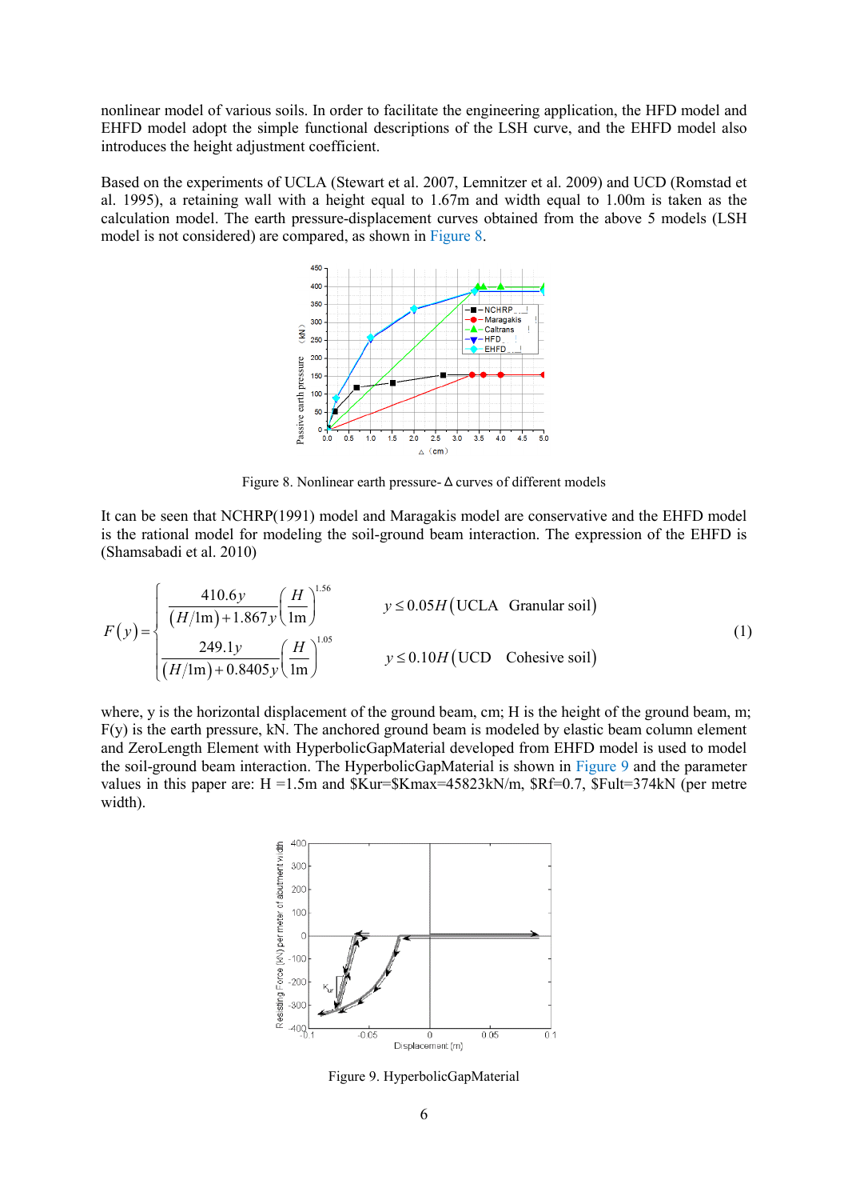nonlinear model of various soils. In order to facilitate the engineering application, the HFD model and EHFD model adopt the simple functional descriptions of the LSH curve, and the EHFD model also introduces the height adjustment coefficient.

Based on the experiments of UCLA (Stewart et al. 2007, Lemnitzer et al. 2009) and UCD (Romstad et al. 1995), a retaining wall with a height equal to 1.67m and width equal to 1.00m is taken as the calculation model. The earth pressure-displacement curves obtained from the above 5 models (LSH model is not considered) are compared, as shown in Figure 8.

Figure 8. Nonlinear earth pressure-Δ curves of different models

It can be seen that NCHRP(1991) model and Maragakis model are conservative and the EHFD model is the rational model for modeling the soil-ground beam interaction. The expression of the EHFD is (Shamsabadi et al. 2010)

$$F(y)=\begin{cases} \dfrac{410.6y}{(H/1\text{m})+1.867y}\left(\dfrac{H}{1\text{m}}\right)^{1.56} & y\le 0.05H(\text{UCLA}\quad \text{Granular soil}) \\ \dfrac{249.1y}{(H/1\text{m})+0.8405y}\left(\dfrac{H}{1\text{m}}\right)^{1.05} & y\le 0.10H(\text{UCD}\quad \text{Cohesive soil}) \end{cases} \tag{1}$$

where, y is the horizontal displacement of the ground beam, cm; H is the height of the ground beam, m; F(y) is the earth pressure, kN. The anchored ground beam is modeled by elastic beam column element and ZeroLength Element with HyperbolicGapMaterial developed from EHFD model is used to model the soil-ground beam interaction. The HyperbolicGapMaterial is shown in Figure 9 and the parameter values in this paper are: H =1.5m and $Kur=$Kmax=45823kN/m, $Rf=0.7, $Fult=374kN (per metre width).

Figure 9. HyperbolicGapMaterial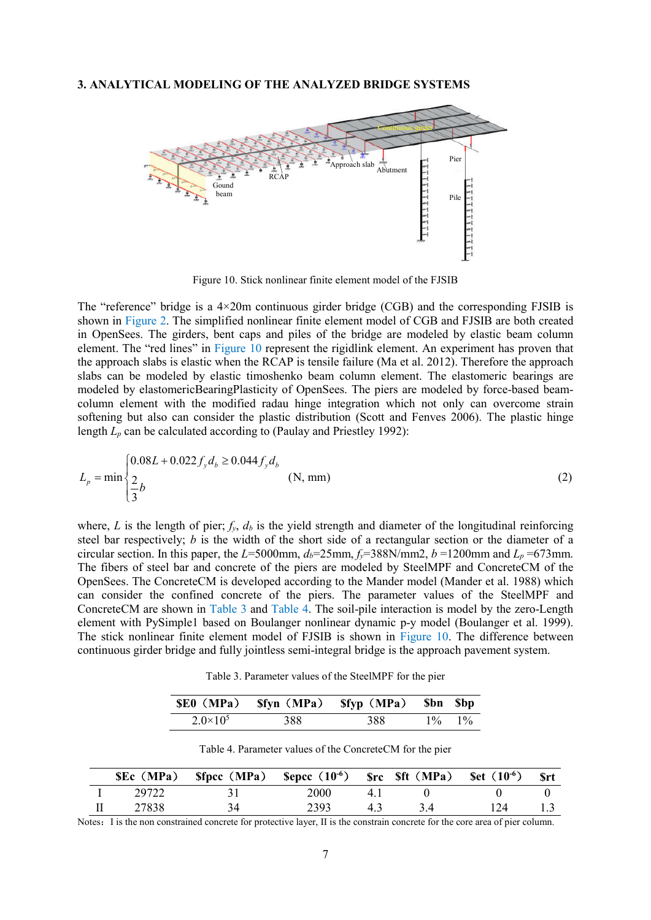## 3. ANALYTICAL MODELING OF THE ANALYZED BRIDGE SYSTEMS

Figure 10. Stick nonlinear finite element model of the FJSIB

The "reference" bridge is a 4×20m continuous girder bridge (CGB) and the corresponding FJSIB is shown in Figure 2. The simplified nonlinear finite element model of CGB and FJSIB are both created in OpenSees. The girders, bent caps and piles of the bridge are modeled by elastic beam column element. The "red lines" in Figure 10 represent the rigidlink element. An experiment has proven that the approach slabs is elastic when the RCAP is tensile failure (Ma et al. 2012). Therefore the approach slabs can be modeled by elastic timoshenko beam column element. The elastomeric bearings are modeled by elastomericBearingPlasticity of OpenSees. The piers are modeled by force-based beam-column element with the modified radau hinge integration which not only can overcome strain softening but also can consider the plastic distribution (Scott and Fenves 2006). The plastic hinge length $L_p$ can be calculated according to (Paulay and Priestley 1992):

$$L_p = \min \begin{cases} 0.08L + 0.022 f_y d_b \geq 0.044 f_y d_b \\ \frac{2}{3} b \end{cases} \quad \text{(N, mm)} \tag{2}$$

where, $L$ is the length of pier; $f_y$, $d_b$ is the yield strength and diameter of the longitudinal reinforcing steel bar respectively; $b$ is the width of the short side of a rectangular section or the diameter of a circular section. In this paper, the $L$=5000mm, $d_b$=25mm, $f_y$=388N/mm2, $b$ =1200mm and $L_p$ =673mm. The fibers of steel bar and concrete of the piers are modeled by SteelMPF and ConcreteCM of the OpenSees. The ConcreteCM is developed according to the Mander model (Mander et al. 1988) which can consider the confined concrete of the piers. The parameter values of the SteelMPF and ConcreteCM are shown in Table 3 and Table 4. The soil-pile interaction is model by the zero-Length element with PySimple1 based on Boulanger nonlinear dynamic p-y model (Boulanger et al. 1999). The stick nonlinear finite element model of FJSIB is shown in Figure 10. The difference between continuous girder bridge and fully jointless semi-integral bridge is the approach pavement system.

Table 3. Parameter values of the SteelMPF for the pier

| $E0（MPa） | $fyn（MPa） | $fyp（MPa） | $bn | $bp |
|---|---|---|---|---|
| $2.0×10^5$ | 388 | 388 | 1% | 1% |

Table 4. Parameter values of the ConcreteCM for the pier

| | $Ec（MPa） | $fpcc（MPa） | $epcc（$10^{-6}$） | $rc | $ft（MPa） | $et（$10^{-6}$） | $rt |
|---|---|---|---|---|---|---|---|
| I | 29722 | 31 | 2000 | 4.1 | 0 | 0 | 0 |
| II | 27838 | 34 | 2393 | 4.3 | 3.4 | 124 | 1.3 |

Notes：I is the non constrained concrete for protective layer, II is the constrain concrete for the core area of pier column.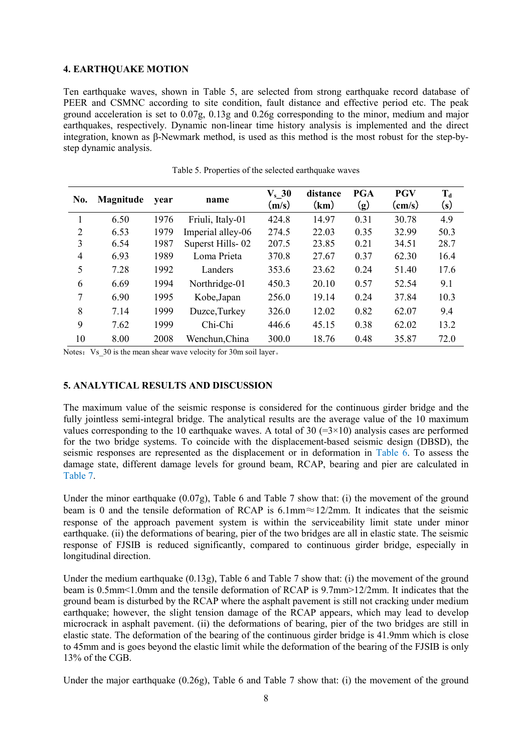## 4. EARTHQUAKE MOTION

Ten earthquake waves, shown in Table 5, are selected from strong earthquake record database of PEER and CSMNC according to site condition, fault distance and effective period etc. The peak ground acceleration is set to 0.07g, 0.13g and 0.26g corresponding to the minor, medium and major earthquakes, respectively. Dynamic non-linear time history analysis is implemented and the direct integration, known as β-Newmark method, is used as this method is the most robust for the step-by-step dynamic analysis.

Table 5. Properties of the selected earthquake waves

| No. | Magnitude | year | name | $V_s$_30 (m/s) | distance (km) | PGA (g) | PGV (cm/s) | $T_d$ (s) |
|---|---|---|---|---|---|---|---|---|
| 1 | 6.50 | 1976 | Friuli, Italy-01 | 424.8 | 14.97 | 0.31 | 30.78 | 4.9 |
| 2 | 6.53 | 1979 | Imperial alley-06 | 274.5 | 22.03 | 0.35 | 32.99 | 50.3 |
| 3 | 6.54 | 1987 | Superst Hills- 02 | 207.5 | 23.85 | 0.21 | 34.51 | 28.7 |
| 4 | 6.93 | 1989 | Loma Prieta | 370.8 | 27.67 | 0.37 | 62.30 | 16.4 |
| 5 | 7.28 | 1992 | Landers | 353.6 | 23.62 | 0.24 | 51.40 | 17.6 |
| 6 | 6.69 | 1994 | Northridge-01 | 450.3 | 20.10 | 0.57 | 52.54 | 9.1 |
| 7 | 6.90 | 1995 | Kobe,Japan | 256.0 | 19.14 | 0.24 | 37.84 | 10.3 |
| 8 | 7.14 | 1999 | Duzce,Turkey | 326.0 | 12.02 | 0.82 | 62.07 | 9.4 |
| 9 | 7.62 | 1999 | Chi-Chi | 446.6 | 45.15 | 0.38 | 62.02 | 13.2 |
| 10 | 8.00 | 2008 | Wenchun,China | 300.0 | 18.76 | 0.48 | 35.87 | 72.0 |

Notes：Vs_30 is the mean shear wave velocity for 30m soil layer。

## 5. ANALYTICAL RESULTS AND DISCUSSION

The maximum value of the seismic response is considered for the continuous girder bridge and the fully jointless semi-integral bridge. The analytical results are the average value of the 10 maximum values corresponding to the 10 earthquake waves. A total of 30 (=3×10) analysis cases are performed for the two bridge systems. To coincide with the displacement-based seismic design (DBSD), the seismic responses are represented as the displacement or in deformation in Table 6. To assess the damage state, different damage levels for ground beam, RCAP, bearing and pier are calculated in Table 7.

Under the minor earthquake (0.07g), Table 6 and Table 7 show that: (i) the movement of the ground beam is 0 and the tensile deformation of RCAP is 6.1mm≈12/2mm. It indicates that the seismic response of the approach pavement system is within the serviceability limit state under minor earthquake. (ii) the deformations of bearing, pier of the two bridges are all in elastic state. The seismic response of FJSIB is reduced significantly, compared to continuous girder bridge, especially in longitudinal direction.

Under the medium earthquake (0.13g), Table 6 and Table 7 show that: (i) the movement of the ground beam is 0.5mm<1.0mm and the tensile deformation of RCAP is 9.7mm>12/2mm. It indicates that the ground beam is disturbed by the RCAP where the asphalt pavement is still not cracking under medium earthquake; however, the slight tension damage of the RCAP appears, which may lead to develop microcrack in asphalt pavement. (ii) the deformations of bearing, pier of the two bridges are still in elastic state. The deformation of the bearing of the continuous girder bridge is 41.9mm which is close to 45mm and is goes beyond the elastic limit while the deformation of the bearing of the FJSIB is only 13% of the CGB.

Under the major earthquake (0.26g), Table 6 and Table 7 show that: (i) the movement of the ground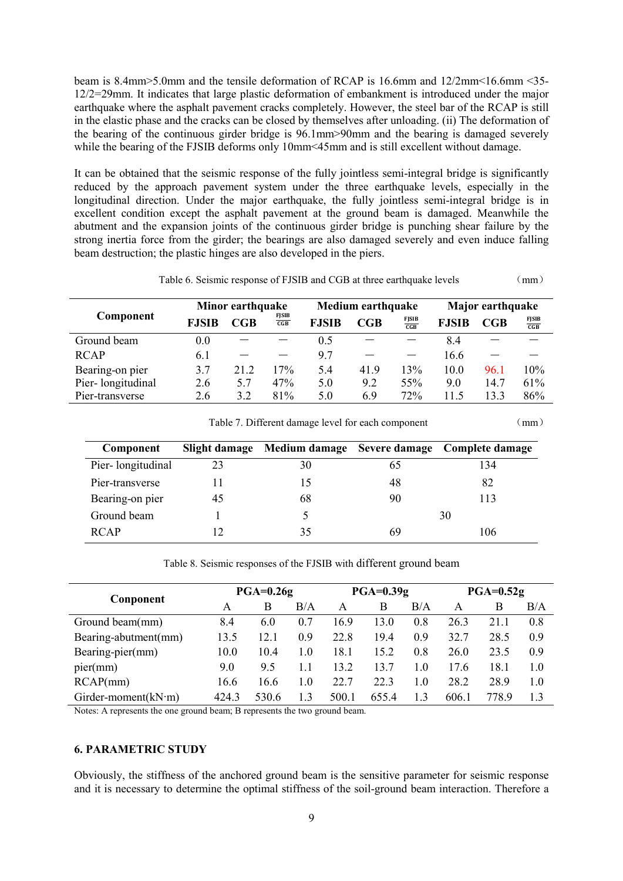beam is 8.4mm>5.0mm and the tensile deformation of RCAP is 16.6mm and 12/2mm<16.6mm <35-12/2=29mm. It indicates that large plastic deformation of embankment is introduced under the major earthquake where the asphalt pavement cracks completely. However, the steel bar of the RCAP is still in the elastic phase and the cracks can be closed by themselves after unloading. (ii) The deformation of the bearing of the continuous girder bridge is 96.1mm>90mm and the bearing is damaged severely while the bearing of the FJSIB deforms only 10mm<45mm and is still excellent without damage.

It can be obtained that the seismic response of the fully jointless semi-integral bridge is significantly reduced by the approach pavement system under the three earthquake levels, especially in the longitudinal direction. Under the major earthquake, the fully jointless semi-integral bridge is in excellent condition except the asphalt pavement at the ground beam is damaged. Meanwhile the abutment and the expansion joints of the continuous girder bridge is punching shear failure by the strong inertia force from the girder; the bearings are also damaged severely and even induce falling beam destruction; the plastic hinges are also developed in the piers.

Table 6. Seismic response of FJSIB and CGB at three earthquake levels （mm）

| Component | Minor earthquake | | | Medium earthquake | | | Major earthquake | | |
|---|---|---|---|---|---|---|---|---|---|
| | FJSIB | CGB | $\frac{FJSIB}{CGB}$ | FJSIB | CGB | $\frac{FJSIB}{CGB}$ | FJSIB | CGB | $\frac{FJSIB}{CGB}$ |
| Ground beam | 0.0 | — | — | 0.5 | — | — | 8.4 | — | — |
| RCAP | 6.1 | — | — | 9.7 | — | — | 16.6 | — | — |
| Bearing-on pier | 3.7 | 21.2 | 17% | 5.4 | 41.9 | 13% | 10.0 | 96.1 | 10% |
| Pier- longitudinal | 2.6 | 5.7 | 47% | 5.0 | 9.2 | 55% | 9.0 | 14.7 | 61% |
| Pier-transverse | 2.6 | 3.2 | 81% | 5.0 | 6.9 | 72% | 11.5 | 13.3 | 86% |

Table 7. Different damage level for each component （mm）

| Component | Slight damage | Medium damage | Severe damage | Complete damage |
|---|---|---|---|---|
| Pier- longitudinal | 23 | 30 | 65 | 134 |
| Pier-transverse | 11 | 15 | 48 | 82 |
| Bearing-on pier | 45 | 68 | 90 | 113 |
| Ground beam | 1 | 5 | 30 | |
| RCAP | 12 | 35 | 69 | 106 |

Table 8. Seismic responses of the FJSIB with different ground beam

| Conponent | PGA=0.26g | | | PGA=0.39g | | | PGA=0.52g | | |
|---|---|---|---|---|---|---|---|---|---|
| | A | B | B/A | A | B | B/A | A | B | B/A |
| Ground beam(mm) | 8.4 | 6.0 | 0.7 | 16.9 | 13.0 | 0.8 | 26.3 | 21.1 | 0.8 |
| Bearing-abutment(mm) | 13.5 | 12.1 | 0.9 | 22.8 | 19.4 | 0.9 | 32.7 | 28.5 | 0.9 |
| Bearing-pier(mm) | 10.0 | 10.4 | 1.0 | 18.1 | 15.2 | 0.8 | 26.0 | 23.5 | 0.9 |
| pier(mm) | 9.0 | 9.5 | 1.1 | 13.2 | 13.7 | 1.0 | 17.6 | 18.1 | 1.0 |
| RCAP(mm) | 16.6 | 16.6 | 1.0 | 22.7 | 22.3 | 1.0 | 28.2 | 28.9 | 1.0 |
| Girder-moment(kN·m) | 424.3 | 530.6 | 1.3 | 500.1 | 655.4 | 1.3 | 606.1 | 778.9 | 1.3 |

Notes: A represents the one ground beam; B represents the two ground beam.

## 6. PARAMETRIC STUDY

Obviously, the stiffness of the anchored ground beam is the sensitive parameter for seismic response and it is necessary to determine the optimal stiffness of the soil-ground beam interaction. Therefore a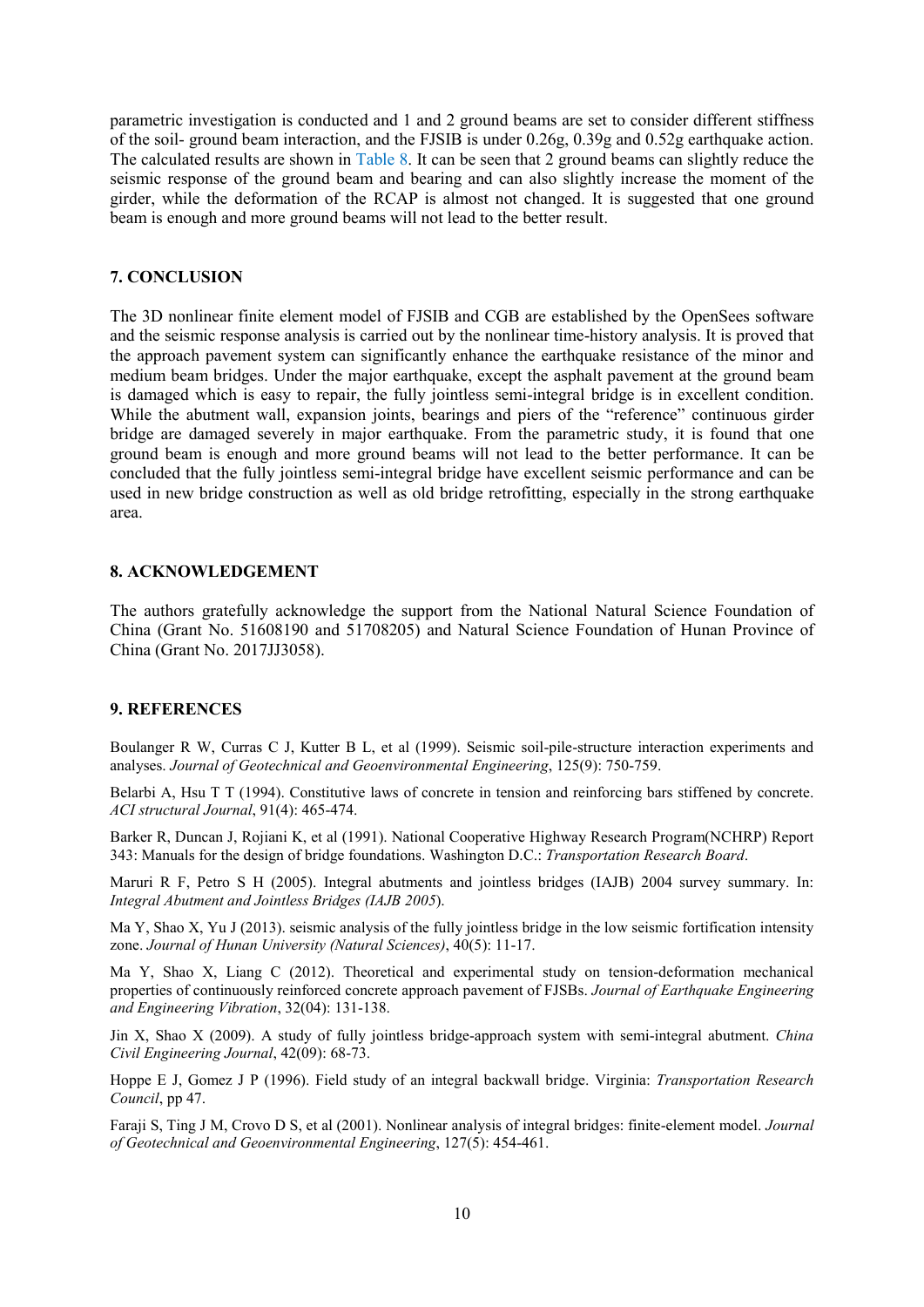parametric investigation is conducted and 1 and 2 ground beams are set to consider different stiffness of the soil- ground beam interaction, and the FJSIB is under 0.26g, 0.39g and 0.52g earthquake action. The calculated results are shown in Table 8. It can be seen that 2 ground beams can slightly reduce the seismic response of the ground beam and bearing and can also slightly increase the moment of the girder, while the deformation of the RCAP is almost not changed. It is suggested that one ground beam is enough and more ground beams will not lead to the better result.

## 7. CONCLUSION

The 3D nonlinear finite element model of FJSIB and CGB are established by the OpenSees software and the seismic response analysis is carried out by the nonlinear time-history analysis. It is proved that the approach pavement system can significantly enhance the earthquake resistance of the minor and medium beam bridges. Under the major earthquake, except the asphalt pavement at the ground beam is damaged which is easy to repair, the fully jointless semi-integral bridge is in excellent condition. While the abutment wall, expansion joints, bearings and piers of the "reference" continuous girder bridge are damaged severely in major earthquake. From the parametric study, it is found that one ground beam is enough and more ground beams will not lead to the better performance. It can be concluded that the fully jointless semi-integral bridge have excellent seismic performance and can be used in new bridge construction as well as old bridge retrofitting, especially in the strong earthquake area.

## 8. ACKNOWLEDGEMENT

The authors gratefully acknowledge the support from the National Natural Science Foundation of China (Grant No. 51608190 and 51708205) and Natural Science Foundation of Hunan Province of China (Grant No. 2017JJ3058).

## 9. REFERENCES

Boulanger R W, Curras C J, Kutter B L, et al (1999). Seismic soil-pile-structure interaction experiments and analyses. *Journal of Geotechnical and Geoenvironmental Engineering*, 125(9): 750-759.

Belarbi A, Hsu T T (1994). Constitutive laws of concrete in tension and reinforcing bars stiffened by concrete. *ACI structural Journal*, 91(4): 465-474.

Barker R, Duncan J, Rojiani K, et al (1991). National Cooperative Highway Research Program(NCHRP) Report 343: Manuals for the design of bridge foundations. Washington D.C.: *Transportation Research Board*.

Maruri R F, Petro S H (2005). Integral abutments and jointless bridges (IAJB) 2004 survey summary. In: *Integral Abutment and Jointless Bridges (IAJB 2005*).

Ma Y, Shao X, Yu J (2013). seismic analysis of the fully jointless bridge in the low seismic fortification intensity zone. *Journal of Hunan University (Natural Sciences)*, 40(5): 11-17.

Ma Y, Shao X, Liang C (2012). Theoretical and experimental study on tension-deformation mechanical properties of continuously reinforced concrete approach pavement of FJSBs. *Journal of Earthquake Engineering and Engineering Vibration*, 32(04): 131-138.

Jin X, Shao X (2009). A study of fully jointless bridge-approach system with semi-integral abutment. *China Civil Engineering Journal*, 42(09): 68-73.

Hoppe E J, Gomez J P (1996). Field study of an integral backwall bridge. Virginia: *Transportation Research Council*, pp 47.

Faraji S, Ting J M, Crovo D S, et al (2001). Nonlinear analysis of integral bridges: finite-element model. *Journal of Geotechnical and Geoenvironmental Engineering*, 127(5): 454-461.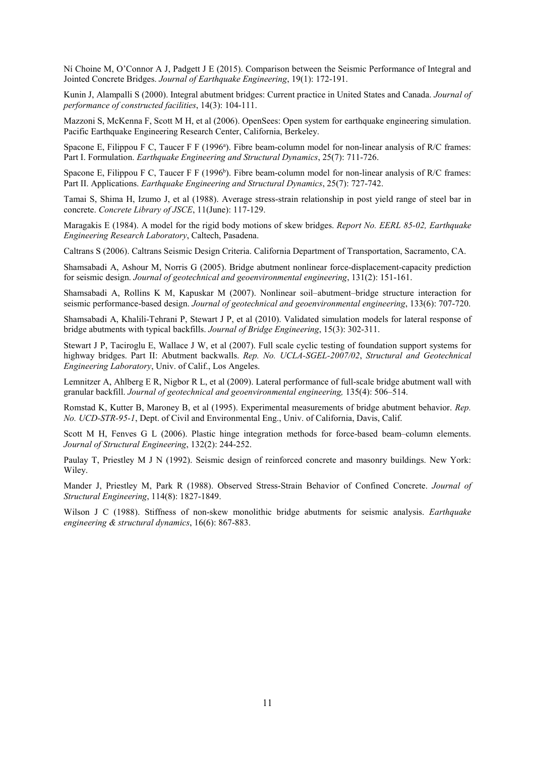Ní Choine M, O'Connor A J, Padgett J E (2015). Comparison between the Seismic Performance of Integral and Jointed Concrete Bridges. *Journal of Earthquake Engineering*, 19(1): 172-191.

Kunin J, Alampalli S (2000). Integral abutment bridges: Current practice in United States and Canada. *Journal of performance of constructed facilities*, 14(3): 104-111.

Mazzoni S, McKenna F, Scott M H, et al (2006). OpenSees: Open system for earthquake engineering simulation. Pacific Earthquake Engineering Research Center, California, Berkeley.

Spacone E, Filippou F C, Taucer F F (1996[a]). Fibre beam-column model for non-linear analysis of R/C frames: Part I. Formulation. *Earthquake Engineering and Structural Dynamics*, 25(7): 711-726.

Spacone E, Filippou F C, Taucer F F (1996[b]). Fibre beam-column model for non-linear analysis of R/C frames: Part II. Applications. *Earthquake Engineering and Structural Dynamics*, 25(7): 727-742.

Tamai S, Shima H, Izumo J, et al (1988). Average stress-strain relationship in post yield range of steel bar in concrete. *Concrete Library of JSCE*, 11(June): 117-129.

Maragakis E (1984). A model for the rigid body motions of skew bridges. *Report No. EERL 85-02, Earthquake Engineering Research Laboratory*, Caltech, Pasadena.

Caltrans S (2006). Caltrans Seismic Design Criteria. California Department of Transportation, Sacramento, CA.

Shamsabadi A, Ashour M, Norris G (2005). Bridge abutment nonlinear force-displacement-capacity prediction for seismic design. *Journal of geotechnical and geoenvironmental engineering*, 131(2): 151-161.

Shamsabadi A, Rollins K M, Kapuskar M (2007). Nonlinear soil–abutment–bridge structure interaction for seismic performance-based design. *Journal of geotechnical and geoenvironmental engineering*, 133(6): 707-720.

Shamsabadi A, Khalili-Tehrani P, Stewart J P, et al (2010). Validated simulation models for lateral response of bridge abutments with typical backfills. *Journal of Bridge Engineering*, 15(3): 302-311.

Stewart J P, Taciroglu E, Wallace J W, et al (2007). Full scale cyclic testing of foundation support systems for highway bridges. Part II: Abutment backwalls. *Rep. No. UCLA-SGEL-2007/02*, *Structural and Geotechnical Engineering Laboratory*, Univ. of Calif., Los Angeles.

Lemnitzer A, Ahlberg E R, Nigbor R L, et al (2009). Lateral performance of full-scale bridge abutment wall with granular backfill. *Journal of geotechnical and geoenvironmental engineering,* 135(4): 506–514.

Romstad K, Kutter B, Maroney B, et al (1995). Experimental measurements of bridge abutment behavior. *Rep. No. UCD-STR-95-1*, Dept. of Civil and Environmental Eng., Univ. of California, Davis, Calif.

Scott M H, Fenves G L (2006). Plastic hinge integration methods for force-based beam–column elements. *Journal of Structural Engineering*, 132(2): 244-252.

Paulay T, Priestley M J N (1992). Seismic design of reinforced concrete and masonry buildings. New York: Wiley.

Mander J, Priestley M, Park R (1988). Observed Stress-Strain Behavior of Confined Concrete. *Journal of Structural Engineering*, 114(8): 1827-1849.

Wilson J C (1988). Stiffness of non-skew monolithic bridge abutments for seismic analysis. *Earthquake engineering & structural dynamics*, 16(6): 867-883.